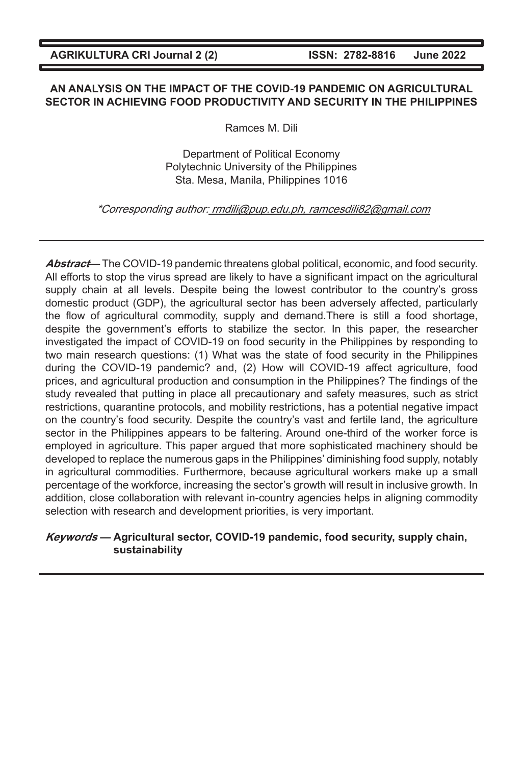# AN ANALYSIS ON THE IMPACT OF THE COVID-19 PANDEMIC ON AGRICULTURAL SECTOR IN ACHIEVING FOOD PRODUCTIVITY AND SECURITY IN THE PHILIPPINES

Ramces M. Dili

Department of Political Economy
Polytechnic University of the Philippines
Sta. Mesa, Manila, Philippines 1016

*Corresponding author: rmdili@pup.edu.ph, ramcesdili82@gmail.com

---

***Abstract*** — The COVID-19 pandemic threatens global political, economic, and food security. All efforts to stop the virus spread are likely to have a significant impact on the agricultural supply chain at all levels. Despite being the lowest contributor to the country's gross domestic product (GDP), the agricultural sector has been adversely affected, particularly the flow of agricultural commodity, supply and demand.There is still a food shortage, despite the government's efforts to stabilize the sector. In this paper, the researcher investigated the impact of COVID-19 on food security in the Philippines by responding to two main research questions: (1) What was the state of food security in the Philippines during the COVID-19 pandemic? and, (2) How will COVID-19 affect agriculture, food prices, and agricultural production and consumption in the Philippines? The findings of the study revealed that putting in place all precautionary and safety measures, such as strict restrictions, quarantine protocols, and mobility restrictions, has a potential negative impact on the country's food security. Despite the country's vast and fertile land, the agriculture sector in the Philippines appears to be faltering. Around one-third of the worker force is employed in agriculture. This paper argued that more sophisticated machinery should be developed to replace the numerous gaps in the Philippines' diminishing food supply, notably in agricultural commodities. Furthermore, because agricultural workers make up a small percentage of the workforce, increasing the sector's growth will result in inclusive growth. In addition, close collaboration with relevant in-country agencies helps in aligning commodity selection with research and development priorities, is very important.

***Keywords* — Agricultural sector, COVID-19 pandemic, food security, supply chain, sustainability**

---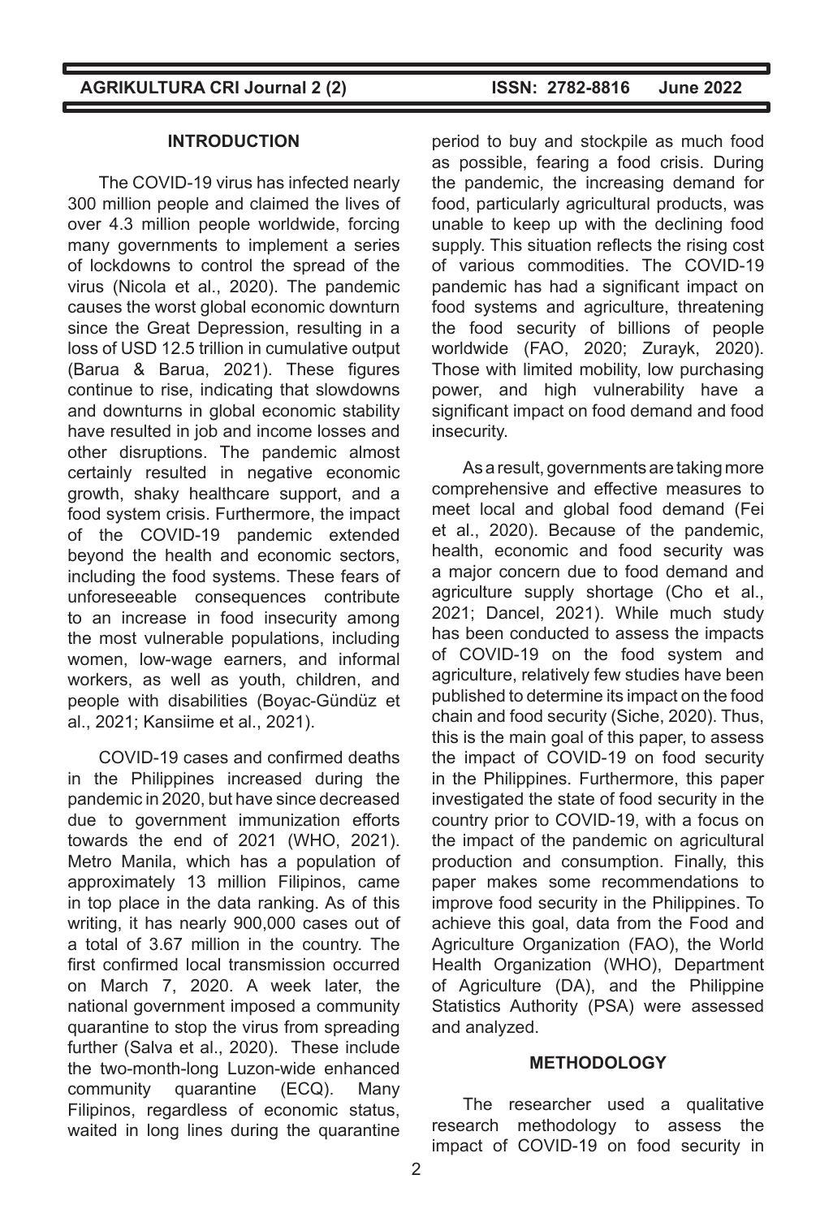## INTRODUCTION

The COVID-19 virus has infected nearly 300 million people and claimed the lives of over 4.3 million people worldwide, forcing many governments to implement a series of lockdowns to control the spread of the virus (Nicola et al., 2020). The pandemic causes the worst global economic downturn since the Great Depression, resulting in a loss of USD 12.5 trillion in cumulative output (Barua & Barua, 2021). These figures continue to rise, indicating that slowdowns and downturns in global economic stability have resulted in job and income losses and other disruptions. The pandemic almost certainly resulted in negative economic growth, shaky healthcare support, and a food system crisis. Furthermore, the impact of the COVID-19 pandemic extended beyond the health and economic sectors, including the food systems. These fears of unforeseeable consequences contribute to an increase in food insecurity among the most vulnerable populations, including women, low-wage earners, and informal workers, as well as youth, children, and people with disabilities (Boyac-Gündüz et al., 2021; Kansiime et al., 2021).

COVID-19 cases and confirmed deaths in the Philippines increased during the pandemic in 2020, but have since decreased due to government immunization efforts towards the end of 2021 (WHO, 2021). Metro Manila, which has a population of approximately 13 million Filipinos, came in top place in the data ranking. As of this writing, it has nearly 900,000 cases out of a total of 3.67 million in the country. The first confirmed local transmission occurred on March 7, 2020. A week later, the national government imposed a community quarantine to stop the virus from spreading further (Salva et al., 2020). These include the two-month-long Luzon-wide enhanced community quarantine (ECQ). Many Filipinos, regardless of economic status, waited in long lines during the quarantine period to buy and stockpile as much food as possible, fearing a food crisis. During the pandemic, the increasing demand for food, particularly agricultural products, was unable to keep up with the declining food supply. This situation reflects the rising cost of various commodities. The COVID-19 pandemic has had a significant impact on food systems and agriculture, threatening the food security of billions of people worldwide (FAO, 2020; Zurayk, 2020). Those with limited mobility, low purchasing power, and high vulnerability have a significant impact on food demand and food insecurity.

As a result, governments are taking more comprehensive and effective measures to meet local and global food demand (Fei et al., 2020). Because of the pandemic, health, economic and food security was a major concern due to food demand and agriculture supply shortage (Cho et al., 2021; Dancel, 2021). While much study has been conducted to assess the impacts of COVID-19 on the food system and agriculture, relatively few studies have been published to determine its impact on the food chain and food security (Siche, 2020). Thus, this is the main goal of this paper, to assess the impact of COVID-19 on food security in the Philippines. Furthermore, this paper investigated the state of food security in the country prior to COVID-19, with a focus on the impact of the pandemic on agricultural production and consumption. Finally, this paper makes some recommendations to improve food security in the Philippines. To achieve this goal, data from the Food and Agriculture Organization (FAO), the World Health Organization (WHO), Department of Agriculture (DA), and the Philippine Statistics Authority (PSA) were assessed and analyzed.

## METHODOLOGY

The researcher used a qualitative research methodology to assess the impact of COVID-19 on food security in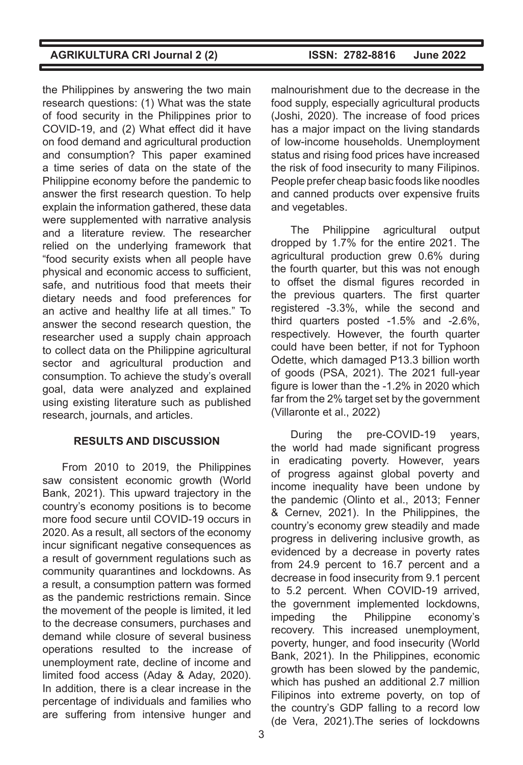the Philippines by answering the two main research questions: (1) What was the state of food security in the Philippines prior to COVID-19, and (2) What effect did it have on food demand and agricultural production and consumption? This paper examined a time series of data on the state of the Philippine economy before the pandemic to answer the first research question. To help explain the information gathered, these data were supplemented with narrative analysis and a literature review. The researcher relied on the underlying framework that "food security exists when all people have physical and economic access to sufficient, safe, and nutritious food that meets their dietary needs and food preferences for an active and healthy life at all times." To answer the second research question, the researcher used a supply chain approach to collect data on the Philippine agricultural sector and agricultural production and consumption. To achieve the study's overall goal, data were analyzed and explained using existing literature such as published research, journals, and articles.

## RESULTS AND DISCUSSION

From 2010 to 2019, the Philippines saw consistent economic growth (World Bank, 2021). This upward trajectory in the country's economy positions is to become more food secure until COVID-19 occurs in 2020. As a result, all sectors of the economy incur significant negative consequences as a result of government regulations such as community quarantines and lockdowns. As a result, a consumption pattern was formed as the pandemic restrictions remain. Since the movement of the people is limited, it led to the decrease consumers, purchases and demand while closure of several business operations resulted to the increase of unemployment rate, decline of income and limited food access (Aday & Aday, 2020). In addition, there is a clear increase in the percentage of individuals and families who are suffering from intensive hunger and malnourishment due to the decrease in the food supply, especially agricultural products (Joshi, 2020). The increase of food prices has a major impact on the living standards of low-income households. Unemployment status and rising food prices have increased the risk of food insecurity to many Filipinos. People prefer cheap basic foods like noodles and canned products over expensive fruits and vegetables.

The Philippine agricultural output dropped by 1.7% for the entire 2021. The agricultural production grew 0.6% during the fourth quarter, but this was not enough to offset the dismal figures recorded in the previous quarters. The first quarter registered -3.3%, while the second and third quarters posted -1.5% and -2.6%, respectively. However, the fourth quarter could have been better, if not for Typhoon Odette, which damaged P13.3 billion worth of goods (PSA, 2021). The 2021 full-year figure is lower than the -1.2% in 2020 which far from the 2% target set by the government (Villaronte et al., 2022)

During the pre-COVID-19 years, the world had made significant progress in eradicating poverty. However, years of progress against global poverty and income inequality have been undone by the pandemic (Olinto et al., 2013; Fenner & Cernev, 2021). In the Philippines, the country's economy grew steadily and made progress in delivering inclusive growth, as evidenced by a decrease in poverty rates from 24.9 percent to 16.7 percent and a decrease in food insecurity from 9.1 percent to 5.2 percent. When COVID-19 arrived, the government implemented lockdowns, impeding the Philippine economy's recovery. This increased unemployment, poverty, hunger, and food insecurity (World Bank, 2021). In the Philippines, economic growth has been slowed by the pandemic, which has pushed an additional 2.7 million Filipinos into extreme poverty, on top of the country's GDP falling to a record low (de Vera, 2021).The series of lockdowns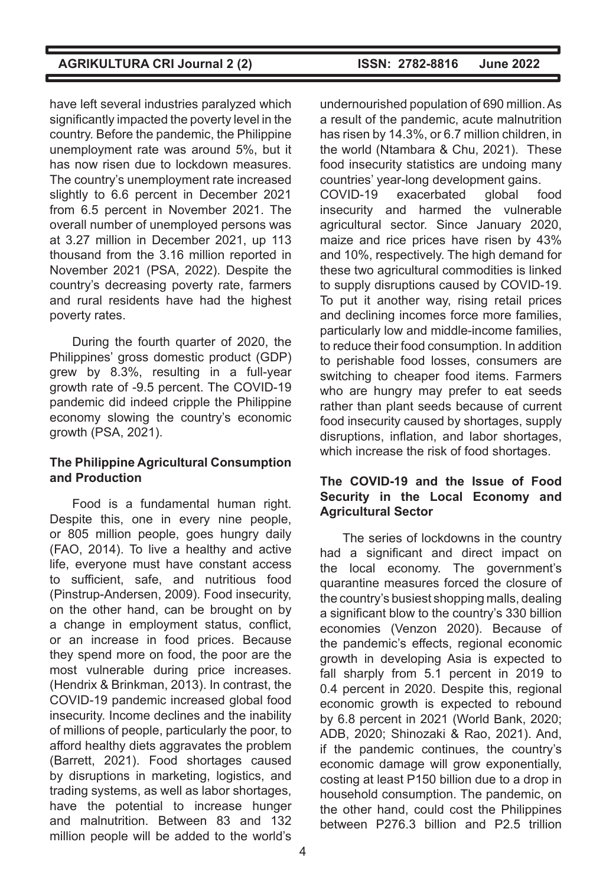have left several industries paralyzed which significantly impacted the poverty level in the country. Before the pandemic, the Philippine unemployment rate was around 5%, but it has now risen due to lockdown measures. The country's unemployment rate increased slightly to 6.6 percent in December 2021 from 6.5 percent in November 2021. The overall number of unemployed persons was at 3.27 million in December 2021, up 113 thousand from the 3.16 million reported in November 2021 (PSA, 2022). Despite the country's decreasing poverty rate, farmers and rural residents have had the highest poverty rates.

During the fourth quarter of 2020, the Philippines' gross domestic product (GDP) grew by 8.3%, resulting in a full-year growth rate of -9.5 percent. The COVID-19 pandemic did indeed cripple the Philippine economy slowing the country's economic growth (PSA, 2021).

### The Philippine Agricultural Consumption and Production

Food is a fundamental human right. Despite this, one in every nine people, or 805 million people, goes hungry daily (FAO, 2014). To live a healthy and active life, everyone must have constant access to sufficient, safe, and nutritious food (Pinstrup-Andersen, 2009). Food insecurity, on the other hand, can be brought on by a change in employment status, conflict, or an increase in food prices. Because they spend more on food, the poor are the most vulnerable during price increases. (Hendrix & Brinkman, 2013). In contrast, the COVID-19 pandemic increased global food insecurity. Income declines and the inability of millions of people, particularly the poor, to afford healthy diets aggravates the problem (Barrett, 2021). Food shortages caused by disruptions in marketing, logistics, and trading systems, as well as labor shortages, have the potential to increase hunger and malnutrition. Between 83 and 132 million people will be added to the world's undernourished population of 690 million. As a result of the pandemic, acute malnutrition has risen by 14.3%, or 6.7 million children, in the world (Ntambara & Chu, 2021). These food insecurity statistics are undoing many countries' year-long development gains.

COVID-19 exacerbated global food insecurity and harmed the vulnerable agricultural sector. Since January 2020, maize and rice prices have risen by 43% and 10%, respectively. The high demand for these two agricultural commodities is linked to supply disruptions caused by COVID-19. To put it another way, rising retail prices and declining incomes force more families, particularly low and middle-income families, to reduce their food consumption. In addition to perishable food losses, consumers are switching to cheaper food items. Farmers who are hungry may prefer to eat seeds rather than plant seeds because of current food insecurity caused by shortages, supply disruptions, inflation, and labor shortages, which increase the risk of food shortages.

### The COVID-19 and the Issue of Food Security in the Local Economy and Agricultural Sector

The series of lockdowns in the country had a significant and direct impact on the local economy. The government's quarantine measures forced the closure of the country's busiest shopping malls, dealing a significant blow to the country's 330 billion economies (Venzon 2020). Because of the pandemic's effects, regional economic growth in developing Asia is expected to fall sharply from 5.1 percent in 2019 to 0.4 percent in 2020. Despite this, regional economic growth is expected to rebound by 6.8 percent in 2021 (World Bank, 2020; ADB, 2020; Shinozaki & Rao, 2021). And, if the pandemic continues, the country's economic damage will grow exponentially, costing at least P150 billion due to a drop in household consumption. The pandemic, on the other hand, could cost the Philippines between P276.3 billion and P2.5 trillion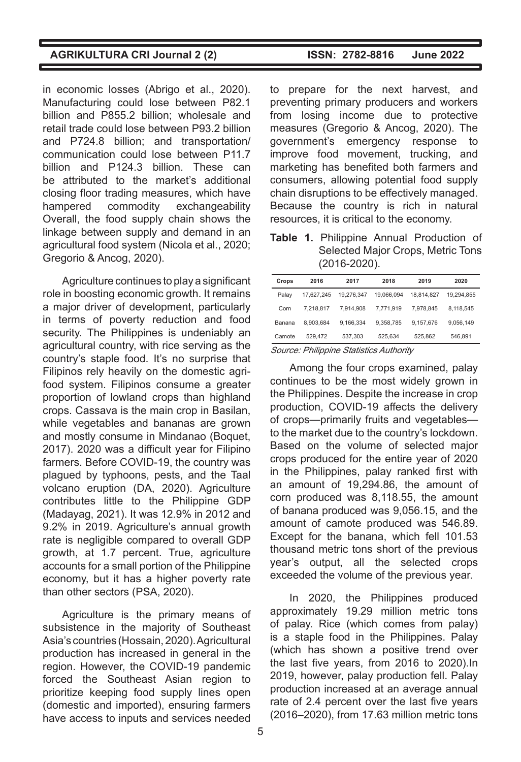in economic losses (Abrigo et al., 2020). Manufacturing could lose between P82.1 billion and P855.2 billion; wholesale and retail trade could lose between P93.2 billion and P724.8 billion; and transportation/communication could lose between P11.7 billion and P124.3 billion. These can be attributed to the market's additional closing floor trading measures, which have hampered commodity exchangeability Overall, the food supply chain shows the linkage between supply and demand in an agricultural food system (Nicola et al., 2020; Gregorio & Ancog, 2020).

Agriculture continues to play a significant role in boosting economic growth. It remains a major driver of development, particularly in terms of poverty reduction and food security. The Philippines is undeniably an agricultural country, with rice serving as the country's staple food. It's no surprise that Filipinos rely heavily on the domestic agri-food system. Filipinos consume a greater proportion of lowland crops than highland crops. Cassava is the main crop in Basilan, while vegetables and bananas are grown and mostly consume in Mindanao (Boquet, 2017). 2020 was a difficult year for Filipino farmers. Before COVID-19, the country was plagued by typhoons, pests, and the Taal volcano eruption (DA, 2020). Agriculture contributes little to the Philippine GDP (Madayag, 2021). It was 12.9% in 2012 and 9.2% in 2019. Agriculture's annual growth rate is negligible compared to overall GDP growth, at 1.7 percent. True, agriculture accounts for a small portion of the Philippine economy, but it has a higher poverty rate than other sectors (PSA, 2020).

Agriculture is the primary means of subsistence in the majority of Southeast Asia's countries (Hossain, 2020). Agricultural production has increased in general in the region. However, the COVID-19 pandemic forced the Southeast Asian region to prioritize keeping food supply lines open (domestic and imported), ensuring farmers have access to inputs and services needed to prepare for the next harvest, and preventing primary producers and workers from losing income due to protective measures (Gregorio & Ancog, 2020). The government's emergency response to improve food movement, trucking, and marketing has benefited both farmers and consumers, allowing potential food supply chain disruptions to be effectively managed. Because the country is rich in natural resources, it is critical to the economy.

**Table 1.** Philippine Annual Production of Selected Major Crops, Metric Tons (2016-2020).

| Crops | 2016 | 2017 | 2018 | 2019 | 2020 |
|---|---|---|---|---|---|
| Palay | 17,627,245 | 19,276,347 | 19,066,094 | 18,814,827 | 19,294,855 |
| Corn | 7,218,817 | 7,914,908 | 7,771,919 | 7,978,845 | 8,118,545 |
| Banana | 8,903,684 | 9,166,334 | 9,358,785 | 9,157,676 | 9,056,149 |
| Camote | 529,472 | 537,303 | 525,634 | 525,862 | 546,891 |

*Source: Philippine Statistics Authority*

Among the four crops examined, palay continues to be the most widely grown in the Philippines. Despite the increase in crop production, COVID-19 affects the delivery of crops—primarily fruits and vegetables—to the market due to the country's lockdown. Based on the volume of selected major crops produced for the entire year of 2020 in the Philippines, palay ranked first with an amount of 19,294.86, the amount of corn produced was 8,118.55, the amount of banana produced was 9,056.15, and the amount of camote produced was 546.89. Except for the banana, which fell 101.53 thousand metric tons short of the previous year's output, all the selected crops exceeded the volume of the previous year.

In 2020, the Philippines produced approximately 19.29 million metric tons of palay. Rice (which comes from palay) is a staple food in the Philippines. Palay (which has shown a positive trend over the last five years, from 2016 to 2020).In 2019, however, palay production fell. Palay production increased at an average annual rate of 2.4 percent over the last five years (2016–2020), from 17.63 million metric tons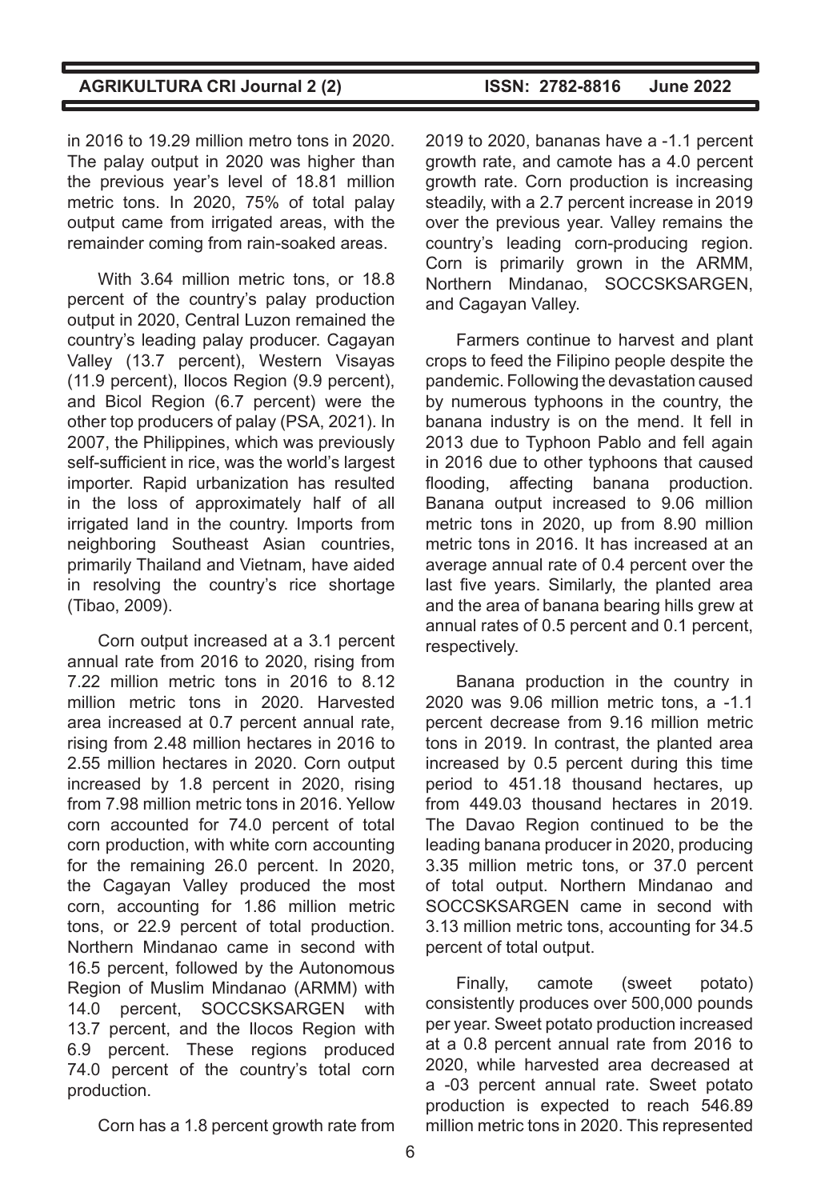in 2016 to 19.29 million metro tons in 2020. The palay output in 2020 was higher than the previous year's level of 18.81 million metric tons. In 2020, 75% of total palay output came from irrigated areas, with the remainder coming from rain-soaked areas.

With 3.64 million metric tons, or 18.8 percent of the country's palay production output in 2020, Central Luzon remained the country's leading palay producer. Cagayan Valley (13.7 percent), Western Visayas (11.9 percent), Ilocos Region (9.9 percent), and Bicol Region (6.7 percent) were the other top producers of palay (PSA, 2021). In 2007, the Philippines, which was previously self-sufficient in rice, was the world's largest importer. Rapid urbanization has resulted in the loss of approximately half of all irrigated land in the country. Imports from neighboring Southeast Asian countries, primarily Thailand and Vietnam, have aided in resolving the country's rice shortage (Tibao, 2009).

Corn output increased at a 3.1 percent annual rate from 2016 to 2020, rising from 7.22 million metric tons in 2016 to 8.12 million metric tons in 2020. Harvested area increased at 0.7 percent annual rate, rising from 2.48 million hectares in 2016 to 2.55 million hectares in 2020. Corn output increased by 1.8 percent in 2020, rising from 7.98 million metric tons in 2016. Yellow corn accounted for 74.0 percent of total corn production, with white corn accounting for the remaining 26.0 percent. In 2020, the Cagayan Valley produced the most corn, accounting for 1.86 million metric tons, or 22.9 percent of total production. Northern Mindanao came in second with 16.5 percent, followed by the Autonomous Region of Muslim Mindanao (ARMM) with 14.0 percent, SOCCSKSARGEN with 13.7 percent, and the Ilocos Region with 6.9 percent. These regions produced 74.0 percent of the country's total corn production.

Corn has a 1.8 percent growth rate from 2019 to 2020, bananas have a -1.1 percent growth rate, and camote has a 4.0 percent growth rate. Corn production is increasing steadily, with a 2.7 percent increase in 2019 over the previous year. Valley remains the country's leading corn-producing region. Corn is primarily grown in the ARMM, Northern Mindanao, SOCCSKSARGEN, and Cagayan Valley.

Farmers continue to harvest and plant crops to feed the Filipino people despite the pandemic. Following the devastation caused by numerous typhoons in the country, the banana industry is on the mend. It fell in 2013 due to Typhoon Pablo and fell again in 2016 due to other typhoons that caused flooding, affecting banana production. Banana output increased to 9.06 million metric tons in 2020, up from 8.90 million metric tons in 2016. It has increased at an average annual rate of 0.4 percent over the last five years. Similarly, the planted area and the area of banana bearing hills grew at annual rates of 0.5 percent and 0.1 percent, respectively.

Banana production in the country in 2020 was 9.06 million metric tons, a -1.1 percent decrease from 9.16 million metric tons in 2019. In contrast, the planted area increased by 0.5 percent during this time period to 451.18 thousand hectares, up from 449.03 thousand hectares in 2019. The Davao Region continued to be the leading banana producer in 2020, producing 3.35 million metric tons, or 37.0 percent of total output. Northern Mindanao and SOCCSKSARGEN came in second with 3.13 million metric tons, accounting for 34.5 percent of total output.

Finally, camote (sweet potato) consistently produces over 500,000 pounds per year. Sweet potato production increased at a 0.8 percent annual rate from 2016 to 2020, while harvested area decreased at a -03 percent annual rate. Sweet potato production is expected to reach 546.89 million metric tons in 2020. This represented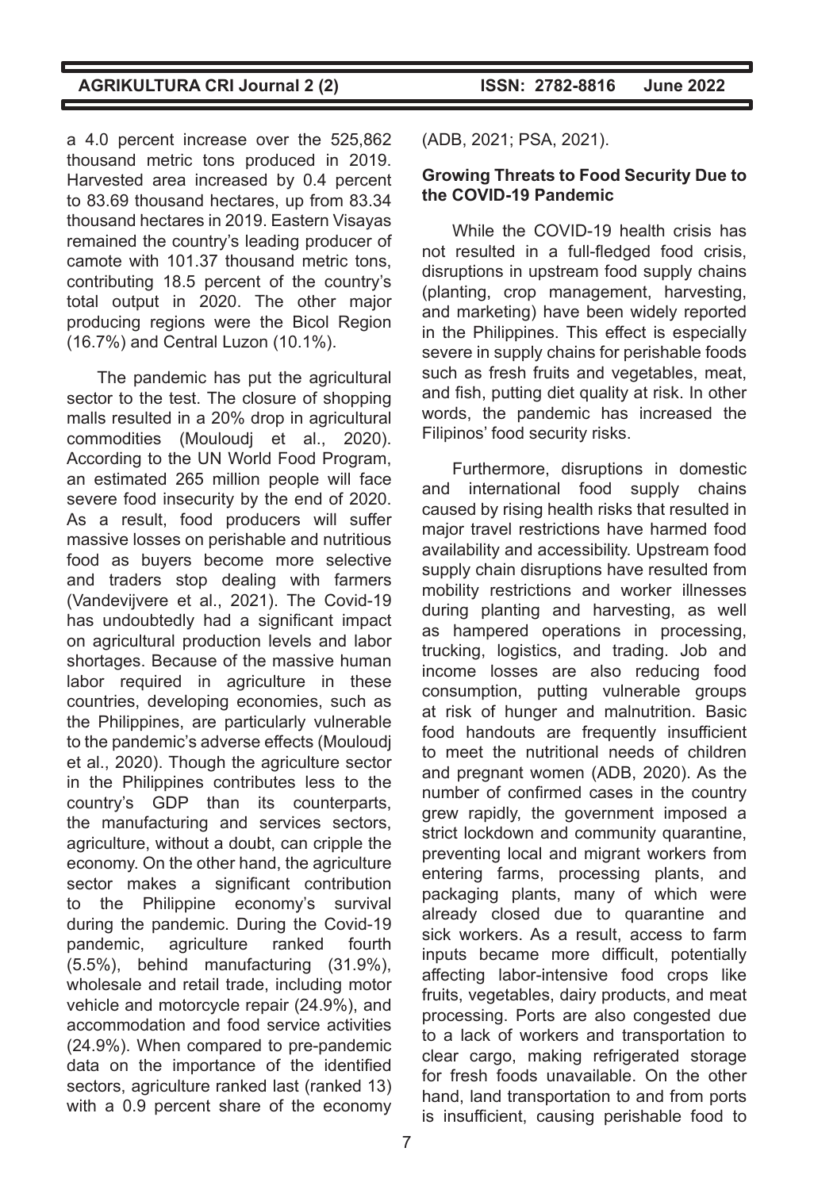a 4.0 percent increase over the 525,862 thousand metric tons produced in 2019. Harvested area increased by 0.4 percent to 83.69 thousand hectares, up from 83.34 thousand hectares in 2019. Eastern Visayas remained the country's leading producer of camote with 101.37 thousand metric tons, contributing 18.5 percent of the country's total output in 2020. The other major producing regions were the Bicol Region (16.7%) and Central Luzon (10.1%).

The pandemic has put the agricultural sector to the test. The closure of shopping malls resulted in a 20% drop in agricultural commodities (Mouloudj et al., 2020). According to the UN World Food Program, an estimated 265 million people will face severe food insecurity by the end of 2020. As a result, food producers will suffer massive losses on perishable and nutritious food as buyers become more selective and traders stop dealing with farmers (Vandevijvere et al., 2021). The Covid-19 has undoubtedly had a significant impact on agricultural production levels and labor shortages. Because of the massive human labor required in agriculture in these countries, developing economies, such as the Philippines, are particularly vulnerable to the pandemic's adverse effects (Mouloudj et al., 2020). Though the agriculture sector in the Philippines contributes less to the country's GDP than its counterparts, the manufacturing and services sectors, agriculture, without a doubt, can cripple the economy. On the other hand, the agriculture sector makes a significant contribution to the Philippine economy's survival during the pandemic. During the Covid-19 pandemic, agriculture ranked fourth (5.5%), behind manufacturing (31.9%), wholesale and retail trade, including motor vehicle and motorcycle repair (24.9%), and accommodation and food service activities (24.9%). When compared to pre-pandemic data on the importance of the identified sectors, agriculture ranked last (ranked 13) with a 0.9 percent share of the economy (ADB, 2021; PSA, 2021).

**Growing Threats to Food Security Due to the COVID-19 Pandemic**

While the COVID-19 health crisis has not resulted in a full-fledged food crisis, disruptions in upstream food supply chains (planting, crop management, harvesting, and marketing) have been widely reported in the Philippines. This effect is especially severe in supply chains for perishable foods such as fresh fruits and vegetables, meat, and fish, putting diet quality at risk. In other words, the pandemic has increased the Filipinos' food security risks.

Furthermore, disruptions in domestic and international food supply chains caused by rising health risks that resulted in major travel restrictions have harmed food availability and accessibility. Upstream food supply chain disruptions have resulted from mobility restrictions and worker illnesses during planting and harvesting, as well as hampered operations in processing, trucking, logistics, and trading. Job and income losses are also reducing food consumption, putting vulnerable groups at risk of hunger and malnutrition. Basic food handouts are frequently insufficient to meet the nutritional needs of children and pregnant women (ADB, 2020). As the number of confirmed cases in the country grew rapidly, the government imposed a strict lockdown and community quarantine, preventing local and migrant workers from entering farms, processing plants, and packaging plants, many of which were already closed due to quarantine and sick workers. As a result, access to farm inputs became more difficult, potentially affecting labor-intensive food crops like fruits, vegetables, dairy products, and meat processing. Ports are also congested due to a lack of workers and transportation to clear cargo, making refrigerated storage for fresh foods unavailable. On the other hand, land transportation to and from ports is insufficient, causing perishable food to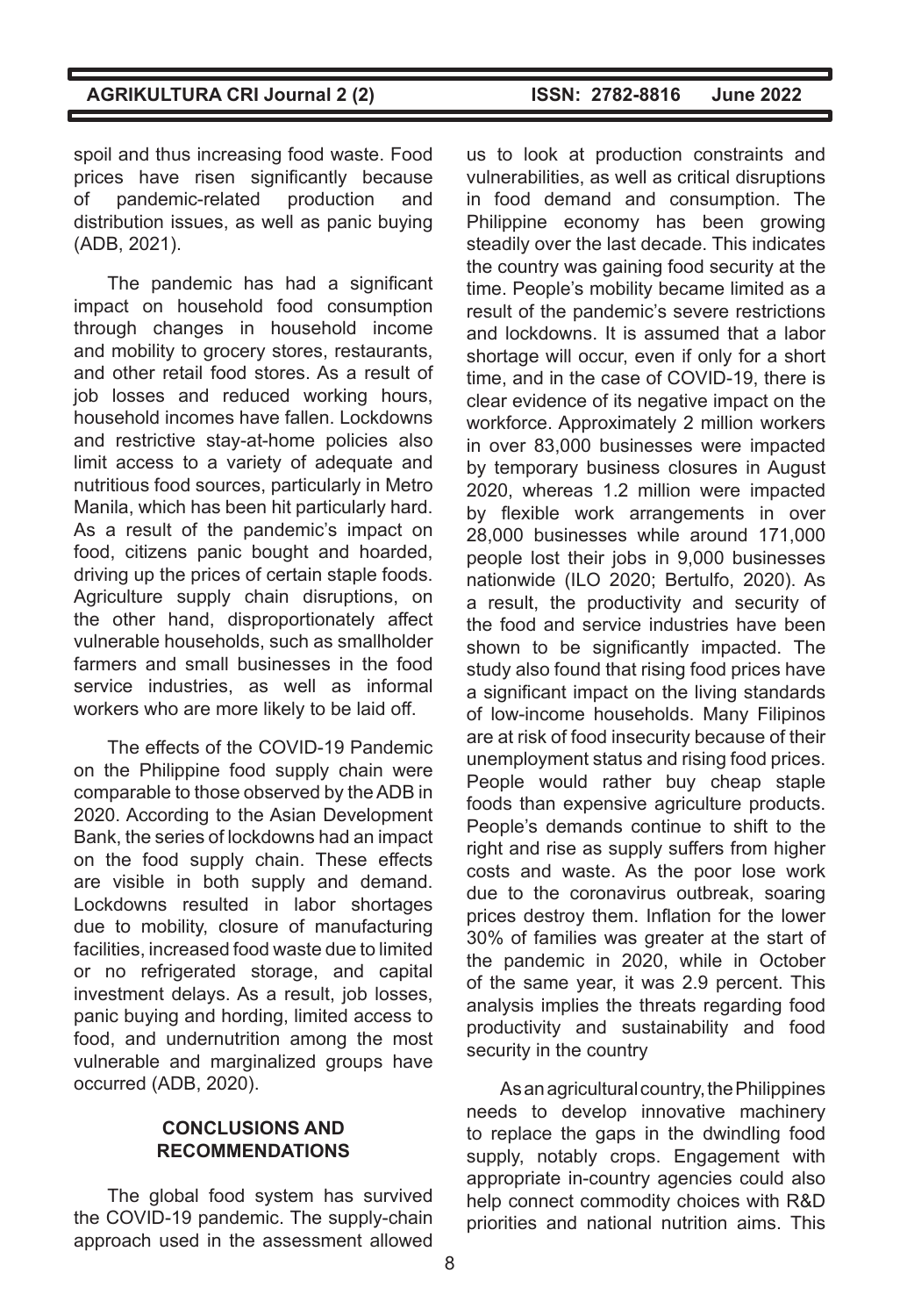spoil and thus increasing food waste. Food prices have risen significantly because of pandemic-related production and distribution issues, as well as panic buying (ADB, 2021).

The pandemic has had a significant impact on household food consumption through changes in household income and mobility to grocery stores, restaurants, and other retail food stores. As a result of job losses and reduced working hours, household incomes have fallen. Lockdowns and restrictive stay-at-home policies also limit access to a variety of adequate and nutritious food sources, particularly in Metro Manila, which has been hit particularly hard. As a result of the pandemic's impact on food, citizens panic bought and hoarded, driving up the prices of certain staple foods. Agriculture supply chain disruptions, on the other hand, disproportionately affect vulnerable households, such as smallholder farmers and small businesses in the food service industries, as well as informal workers who are more likely to be laid off.

The effects of the COVID-19 Pandemic on the Philippine food supply chain were comparable to those observed by the ADB in 2020. According to the Asian Development Bank, the series of lockdowns had an impact on the food supply chain. These effects are visible in both supply and demand. Lockdowns resulted in labor shortages due to mobility, closure of manufacturing facilities, increased food waste due to limited or no refrigerated storage, and capital investment delays. As a result, job losses, panic buying and hording, limited access to food, and undernutrition among the most vulnerable and marginalized groups have occurred (ADB, 2020).

## CONCLUSIONS AND RECOMMENDATIONS

The global food system has survived the COVID-19 pandemic. The supply-chain approach used in the assessment allowed us to look at production constraints and vulnerabilities, as well as critical disruptions in food demand and consumption. The Philippine economy has been growing steadily over the last decade. This indicates the country was gaining food security at the time. People's mobility became limited as a result of the pandemic's severe restrictions and lockdowns. It is assumed that a labor shortage will occur, even if only for a short time, and in the case of COVID-19, there is clear evidence of its negative impact on the workforce. Approximately 2 million workers in over 83,000 businesses were impacted by temporary business closures in August 2020, whereas 1.2 million were impacted by flexible work arrangements in over 28,000 businesses while around 171,000 people lost their jobs in 9,000 businesses nationwide (ILO 2020; Bertulfo, 2020). As a result, the productivity and security of the food and service industries have been shown to be significantly impacted. The study also found that rising food prices have a significant impact on the living standards of low-income households. Many Filipinos are at risk of food insecurity because of their unemployment status and rising food prices. People would rather buy cheap staple foods than expensive agriculture products. People's demands continue to shift to the right and rise as supply suffers from higher costs and waste. As the poor lose work due to the coronavirus outbreak, soaring prices destroy them. Inflation for the lower 30% of families was greater at the start of the pandemic in 2020, while in October of the same year, it was 2.9 percent. This analysis implies the threats regarding food productivity and sustainability and food security in the country

As an agricultural country, the Philippines needs to develop innovative machinery to replace the gaps in the dwindling food supply, notably crops. Engagement with appropriate in-country agencies could also help connect commodity choices with R&D priorities and national nutrition aims. This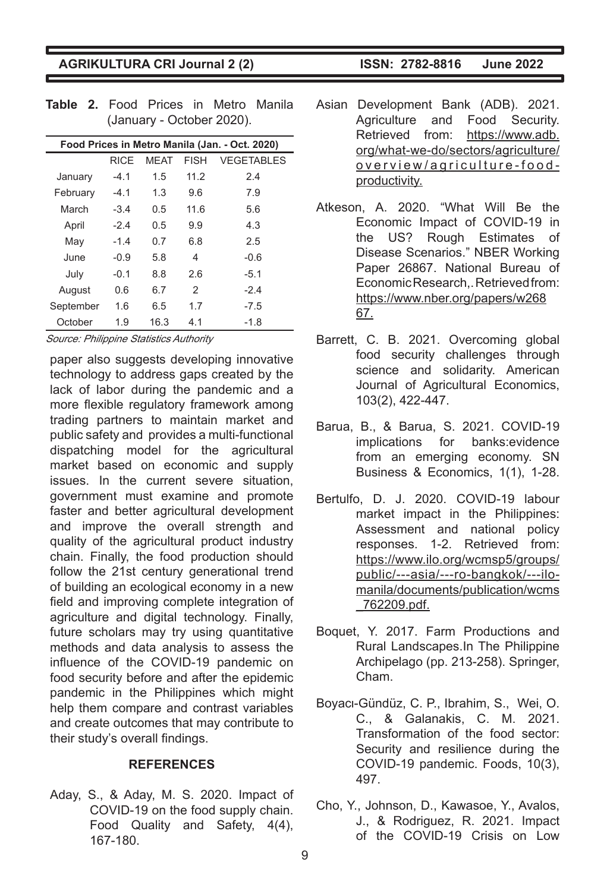**Table 2.** Food Prices in Metro Manila (January - October 2020).

| Food Prices in Metro Manila (Jan. - Oct. 2020) | | | | |
|---|---|---|---|---|
| | RICE | MEAT | FISH | VEGETABLES |
| January | -4.1 | 1.5 | 11.2 | 2.4 |
| February | -4.1 | 1.3 | 9.6 | 7.9 |
| March | -3.4 | 0.5 | 11.6 | 5.6 |
| April | -2.4 | 0.5 | 9.9 | 4.3 |
| May | -1.4 | 0.7 | 6.8 | 2.5 |
| June | -0.9 | 5.8 | 4 | -0.6 |
| July | -0.1 | 8.8 | 2.6 | -5.1 |
| August | 0.6 | 6.7 | 2 | -2.4 |
| September | 1.6 | 6.5 | 1.7 | -7.5 |
| October | 1.9 | 16.3 | 4.1 | -1.8 |

*Source: Philippine Statistics Authority*

paper also suggests developing innovative technology to address gaps created by the lack of labor during the pandemic and a more flexible regulatory framework among trading partners to maintain market and public safety and provides a multi-functional dispatching model for the agricultural market based on economic and supply issues. In the current severe situation, government must examine and promote faster and better agricultural development and improve the overall strength and quality of the agricultural product industry chain. Finally, the food production should follow the 21st century generational trend of building an ecological economy in a new field and improving complete integration of agriculture and digital technology. Finally, future scholars may try using quantitative methods and data analysis to assess the influence of the COVID-19 pandemic on food security before and after the epidemic pandemic in the Philippines which might help them compare and contrast variables and create outcomes that may contribute to their study's overall findings.

## REFERENCES

Aday, S., & Aday, M. S. 2020. Impact of COVID-19 on the food supply chain. Food Quality and Safety, 4(4), 167-180.

Asian Development Bank (ADB). 2021. Agriculture and Food Security. Retrieved from: https://www.adb.org/what-we-do/sectors/agriculture/overview/agriculture-food-productivity.

Atkeson, A. 2020. "What Will Be the Economic Impact of COVID-19 in the US? Rough Estimates of Disease Scenarios." NBER Working Paper 26867. National Bureau of Economic Research,. Retrieved from: https://www.nber.org/papers/w26867.

Barrett, C. B. 2021. Overcoming global food security challenges through science and solidarity. American Journal of Agricultural Economics, 103(2), 422-447.

Barua, B., & Barua, S. 2021. COVID-19 implications for banks:evidence from an emerging economy. SN Business & Economics, 1(1), 1-28.

Bertulfo, D. J. 2020. COVID-19 labour market impact in the Philippines: Assessment and national policy responses. 1-2. Retrieved from: https://www.ilo.org/wcmsp5/groups/public/---asia/---ro-bangkok/---ilo-manila/documents/publication/wcms_762209.pdf.

Boquet, Y. 2017. Farm Productions and Rural Landscapes.In The Philippine Archipelago (pp. 213-258). Springer, Cham.

Boyacı-Gündüz, C. P., Ibrahim, S., Wei, O. C., & Galanakis, C. M. 2021. Transformation of the food sector: Security and resilience during the COVID-19 pandemic. Foods, 10(3), 497.

Cho, Y., Johnson, D., Kawasoe, Y., Avalos, J., & Rodriguez, R. 2021. Impact of the COVID-19 Crisis on Low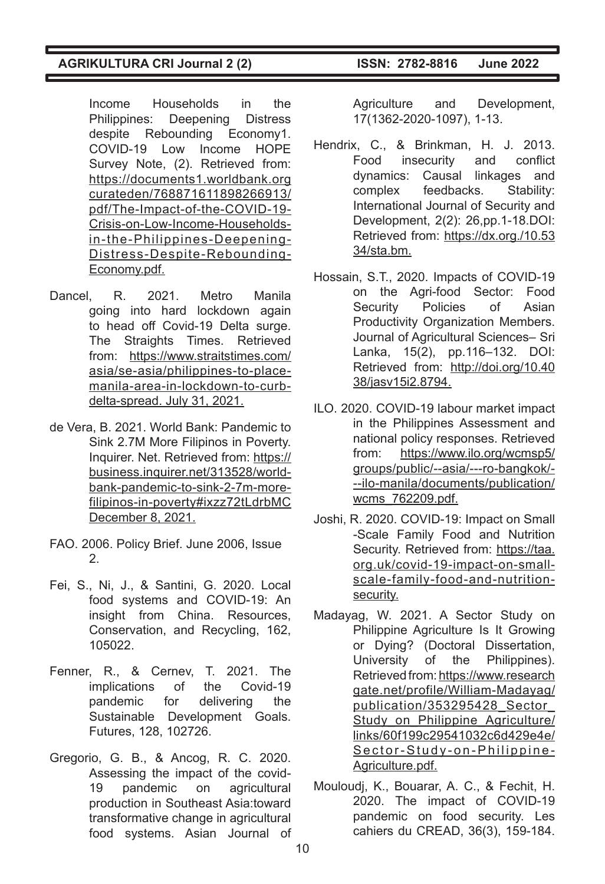Income Households in the Philippines: Deepening Distress despite Rebounding Economy1. COVID-19 Low Income HOPE Survey Note, (2). Retrieved from: https://documents1.worldbank.org curateden/768871611898266913/pdf/The-Impact-of-the-COVID-19-Crisis-on-Low-Income-Households-in-the-Philippines-Deepening-Distress-Despite-Rebounding-Economy.pdf.

Dancel, R. 2021. Metro Manila going into hard lockdown again to head off Covid-19 Delta surge. The Straights Times. Retrieved from: https://www.straitstimes.com/asia/se-asia/philippines-to-place-manila-area-in-lockdown-to-curb-delta-spread. July 31, 2021.

de Vera, B. 2021. World Bank: Pandemic to Sink 2.7M More Filipinos in Poverty. Inquirer. Net. Retrieved from: https://business.inquirer.net/313528/world-bank-pandemic-to-sink-2-7m-more-filipinos-in-poverty#ixzz72tLdrbMC December 8, 2021.

FAO. 2006. Policy Brief. June 2006, Issue 2.

Fei, S., Ni, J., & Santini, G. 2020. Local food systems and COVID-19: An insight from China. Resources, Conservation, and Recycling, 162, 105022.

Fenner, R., & Cernev, T. 2021. The implications of the Covid-19 pandemic for delivering the Sustainable Development Goals. Futures, 128, 102726.

Gregorio, G. B., & Ancog, R. C. 2020. Assessing the impact of the covid-19 pandemic on agricultural production in Southeast Asia:toward transformative change in agricultural food systems. Asian Journal of Agriculture and Development, 17(1362-2020-1097), 1-13.

Hendrix, C., & Brinkman, H. J. 2013. Food insecurity and conflict dynamics: Causal linkages and complex feedbacks. Stability: International Journal of Security and Development, 2(2): 26,pp.1-18.DOI: Retrieved from: https://dx.org./10.5334/sta.bm.

Hossain, S.T., 2020. Impacts of COVID-19 on the Agri-food Sector: Food Security Policies of Asian Productivity Organization Members. Journal of Agricultural Sciences– Sri Lanka, 15(2), pp.116–132. DOI: Retrieved from: http://doi.org/10.4038/jasv15i2.8794.

ILO. 2020. COVID-19 labour market impact in the Philippines Assessment and national policy responses. Retrieved from: https://www.ilo.org/wcmsp5/groups/public/--asia/---ro-bangkok/---ilo-manila/documents/publication/wcms_762209.pdf.

Joshi, R. 2020. COVID-19: Impact on Small -Scale Family Food and Nutrition Security. Retrieved from: https://taa.org.uk/covid-19-impact-on-small-scale-family-food-and-nutrition-security.

Madayag, W. 2021. A Sector Study on Philippine Agriculture Is It Growing or Dying? (Doctoral Dissertation, University of the Philippines). Retrieved from: https://www.researchgate.net/profile/William-Madayag/publication/353295428_Sector_Study_on_Philippine_Agriculture/links/60f199c29541032c6d429e4e/Sector-Study-on-Philippine-Agriculture.pdf.

Mouloudj, K., Bouarar, A. C., & Fechit, H. 2020. The impact of COVID-19 pandemic on food security. Les cahiers du CREAD, 36(3), 159-184.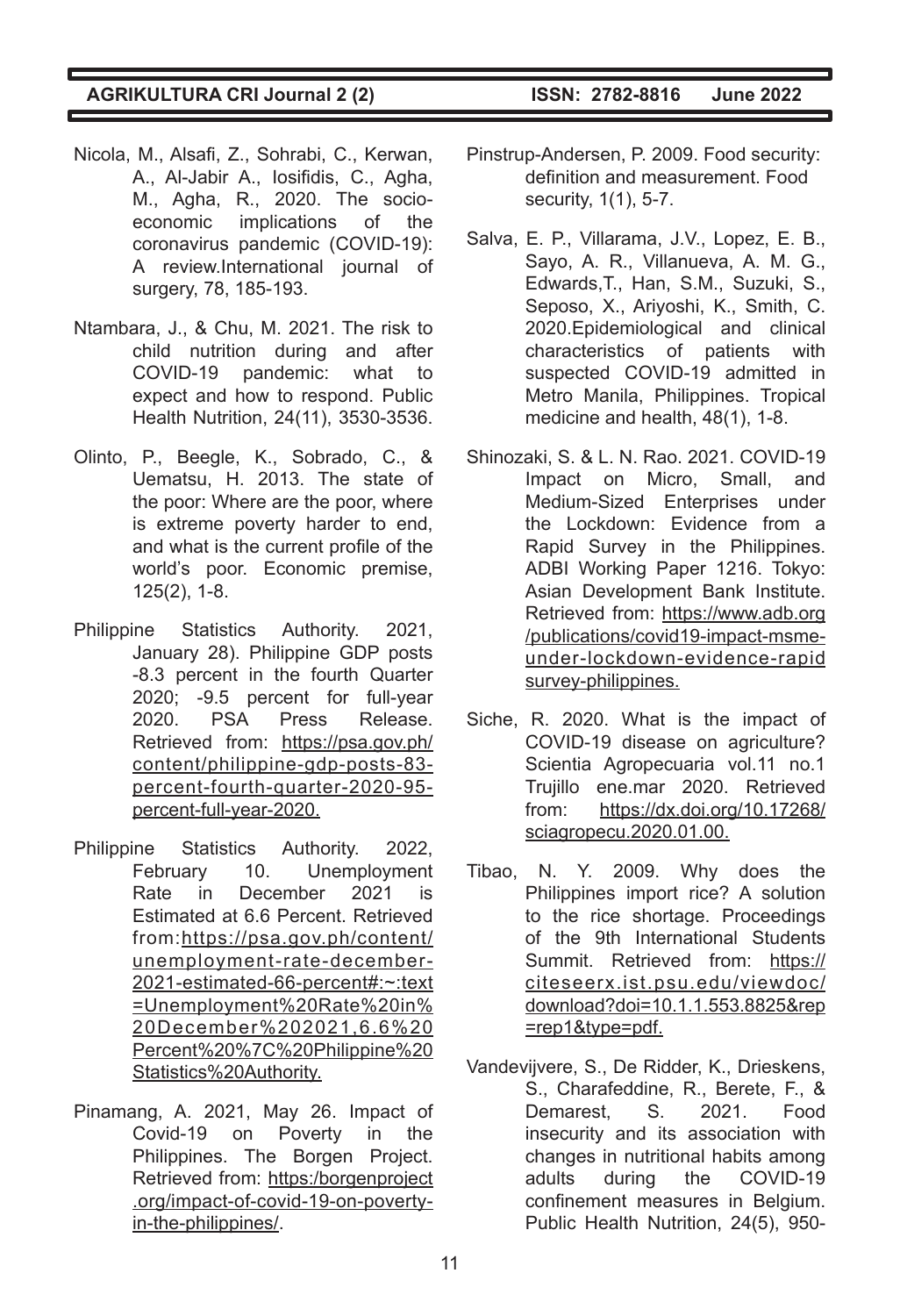Nicola, M., Alsafi, Z., Sohrabi, C., Kerwan, A., Al-Jabir A., Iosifidis, C., Agha, M., Agha, R., 2020. The socio-economic implications of the coronavirus pandemic (COVID-19): A review.International journal of surgery, 78, 185-193.

Ntambara, J., & Chu, M. 2021. The risk to child nutrition during and after COVID-19 pandemic: what to expect and how to respond. Public Health Nutrition, 24(11), 3530-3536.

Olinto, P., Beegle, K., Sobrado, C., & Uematsu, H. 2013. The state of the poor: Where are the poor, where is extreme poverty harder to end, and what is the current profile of the world's poor. Economic premise, 125(2), 1-8.

Philippine Statistics Authority. 2021, January 28). Philippine GDP posts -8.3 percent in the fourth Quarter 2020; -9.5 percent for full-year 2020. PSA Press Release. Retrieved from: https://psa.gov.ph/content/philippine-gdp-posts-83-percent-fourth-quarter-2020-95-percent-full-year-2020.

Philippine Statistics Authority. 2022, February 10. Unemployment Rate in December 2021 is Estimated at 6.6 Percent. Retrieved from:https://psa.gov.ph/content/unemployment-rate-december-2021-estimated-66-percent#:~:text=Unemployment%20Rate%20in%20December%202021,6.6%20Percent%20%7C%20Philippine%20Statistics%20Authority.

Pinamang, A. 2021, May 26. Impact of Covid-19 on Poverty in the Philippines. The Borgen Project. Retrieved from: https:/borgenproject.org/impact-of-covid-19-on-poverty-in-the-philippines/.

Pinstrup-Andersen, P. 2009. Food security: definition and measurement. Food security, 1(1), 5-7.

Salva, E. P., Villarama, J.V., Lopez, E. B., Sayo, A. R., Villanueva, A. M. G., Edwards,T., Han, S.M., Suzuki, S., Seposo, X., Ariyoshi, K., Smith, C. 2020.Epidemiological and clinical characteristics of patients with suspected COVID-19 admitted in Metro Manila, Philippines. Tropical medicine and health, 48(1), 1-8.

Shinozaki, S. & L. N. Rao. 2021. COVID-19 Impact on Micro, Small, and Medium-Sized Enterprises under the Lockdown: Evidence from a Rapid Survey in the Philippines. ADBI Working Paper 1216. Tokyo: Asian Development Bank Institute. Retrieved from: https://www.adb.org/publications/covid19-impact-msme-under-lockdown-evidence-rapid survey-philippines.

Siche, R. 2020. What is the impact of COVID-19 disease on agriculture? Scientia Agropecuaria vol.11 no.1 Trujillo ene.mar 2020. Retrieved from: https://dx.doi.org/10.17268/sciagropecu.2020.01.00.

Tibao, N. Y. 2009. Why does the Philippines import rice? A solution to the rice shortage. Proceedings of the 9th International Students Summit. Retrieved from: https://citeseerx.ist.psu.edu/viewdoc/download?doi=10.1.1.553.8825&rep=rep1&type=pdf.

Vandevijvere, S., De Ridder, K., Drieskens, S., Charafeddine, R., Berete, F., & Demarest, S. 2021. Food insecurity and its association with changes in nutritional habits among adults during the COVID-19 confinement measures in Belgium. Public Health Nutrition, 24(5), 950-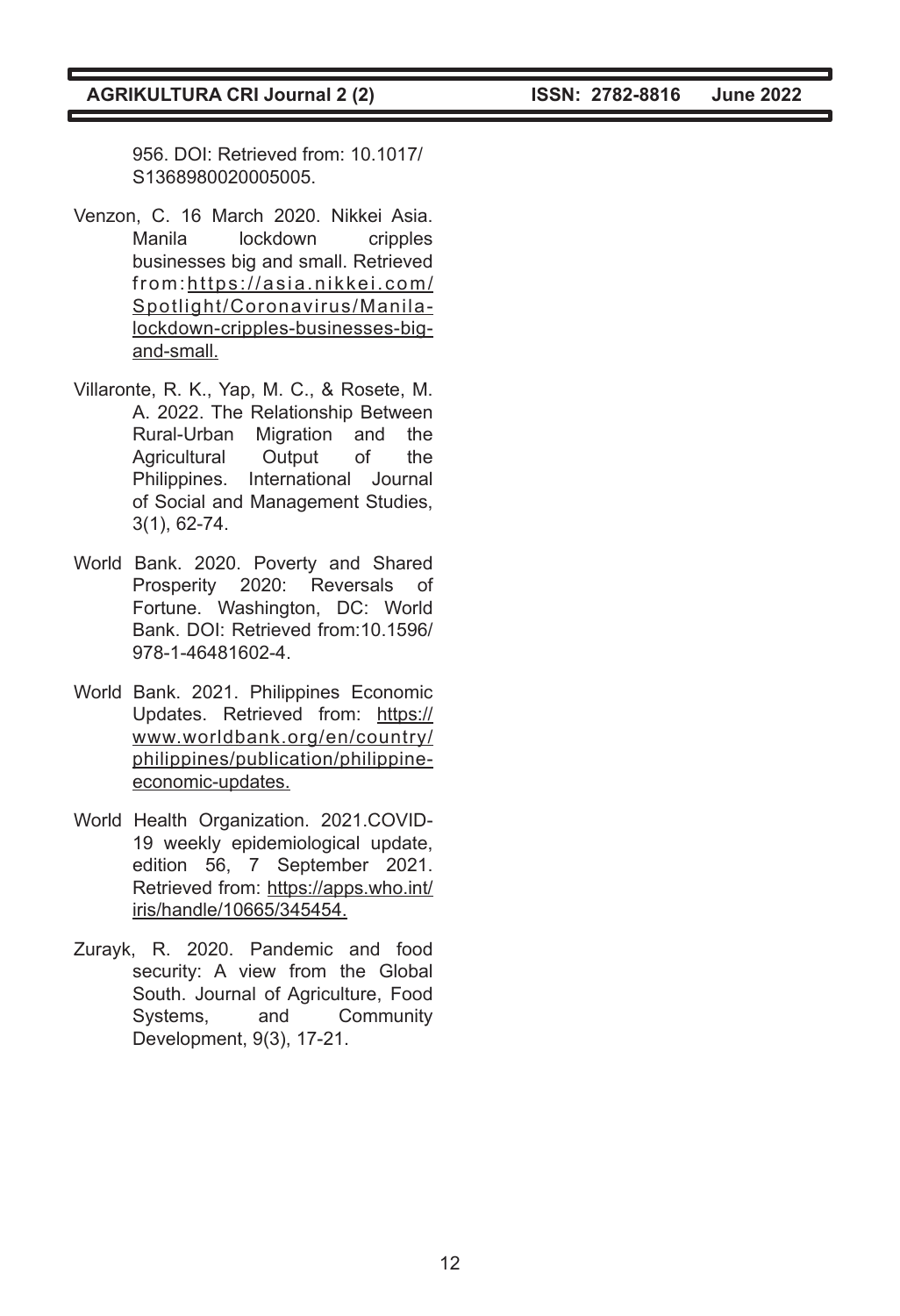956. DOI: Retrieved from: 10.1017/ S1368980020005005.

Venzon, C. 16 March 2020. Nikkei Asia. Manila lockdown cripples businesses big and small. Retrieved from:https://asia.nikkei.com/Spotlight/Coronavirus/Manila-lockdown-cripples-businesses-big-and-small.

Villaronte, R. K., Yap, M. C., & Rosete, M. A. 2022. The Relationship Between Rural-Urban Migration and the Agricultural Output of the Philippines. International Journal of Social and Management Studies, 3(1), 62-74.

World Bank. 2020. Poverty and Shared Prosperity 2020: Reversals of Fortune. Washington, DC: World Bank. DOI: Retrieved from:10.1596/978-1-46481602-4.

World Bank. 2021. Philippines Economic Updates. Retrieved from: https://www.worldbank.org/en/country/philippines/publication/philippine-economic-updates.

World Health Organization. 2021.COVID-19 weekly epidemiological update, edition 56, 7 September 2021. Retrieved from: https://apps.who.int/iris/handle/10665/345454.

Zurayk, R. 2020. Pandemic and food security: A view from the Global South. Journal of Agriculture, Food Systems, and Community Development, 9(3), 17-21.